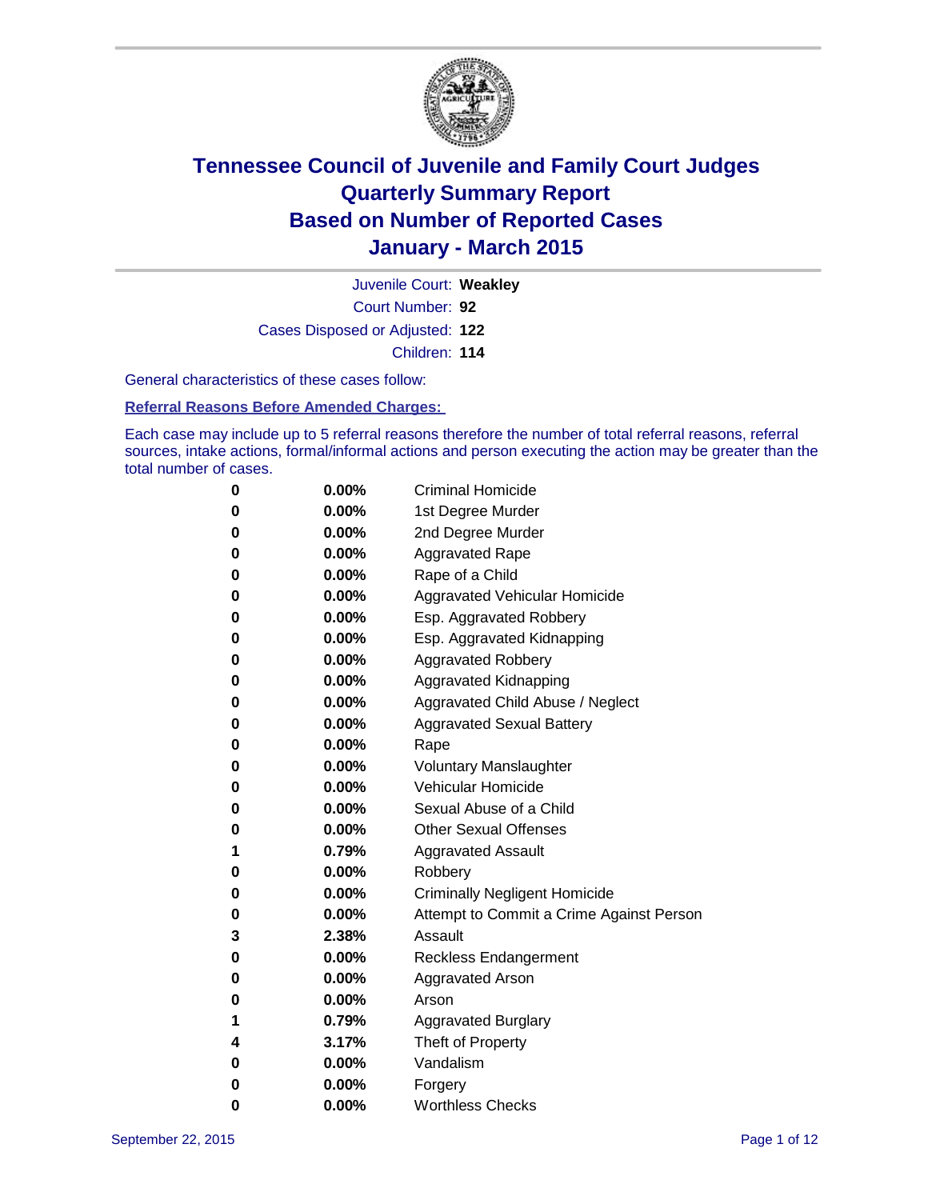# Tennessee Council of Juvenile and Family Court Judges
## Quarterly Summary Report
## Based on Number of Reported Cases
## January - March 2015

Juvenile Court: **Weakley**
Court Number: **92**
Cases Disposed or Adjusted: **122**
Children: **114**

General characteristics of these cases follow:

**Referral Reasons Before Amended Charges:**

Each case may include up to 5 referral reasons therefore the number of total referral reasons, referral sources, intake actions, formal/informal actions and person executing the action may be greater than the total number of cases.

| Count | Percent | Referral Reason |
|---|---|---|
| 0 | 0.00% | Criminal Homicide |
| 0 | 0.00% | 1st Degree Murder |
| 0 | 0.00% | 2nd Degree Murder |
| 0 | 0.00% | Aggravated Rape |
| 0 | 0.00% | Rape of a Child |
| 0 | 0.00% | Aggravated Vehicular Homicide |
| 0 | 0.00% | Esp. Aggravated Robbery |
| 0 | 0.00% | Esp. Aggravated Kidnapping |
| 0 | 0.00% | Aggravated Robbery |
| 0 | 0.00% | Aggravated Kidnapping |
| 0 | 0.00% | Aggravated Child Abuse / Neglect |
| 0 | 0.00% | Aggravated Sexual Battery |
| 0 | 0.00% | Rape |
| 0 | 0.00% | Voluntary Manslaughter |
| 0 | 0.00% | Vehicular Homicide |
| 0 | 0.00% | Sexual Abuse of a Child |
| 0 | 0.00% | Other Sexual Offenses |
| 1 | 0.79% | Aggravated Assault |
| 0 | 0.00% | Robbery |
| 0 | 0.00% | Criminally Negligent Homicide |
| 0 | 0.00% | Attempt to Commit a Crime Against Person |
| 3 | 2.38% | Assault |
| 0 | 0.00% | Reckless Endangerment |
| 0 | 0.00% | Aggravated Arson |
| 0 | 0.00% | Arson |
| 1 | 0.79% | Aggravated Burglary |
| 4 | 3.17% | Theft of Property |
| 0 | 0.00% | Vandalism |
| 0 | 0.00% | Forgery |
| 0 | 0.00% | Worthless Checks |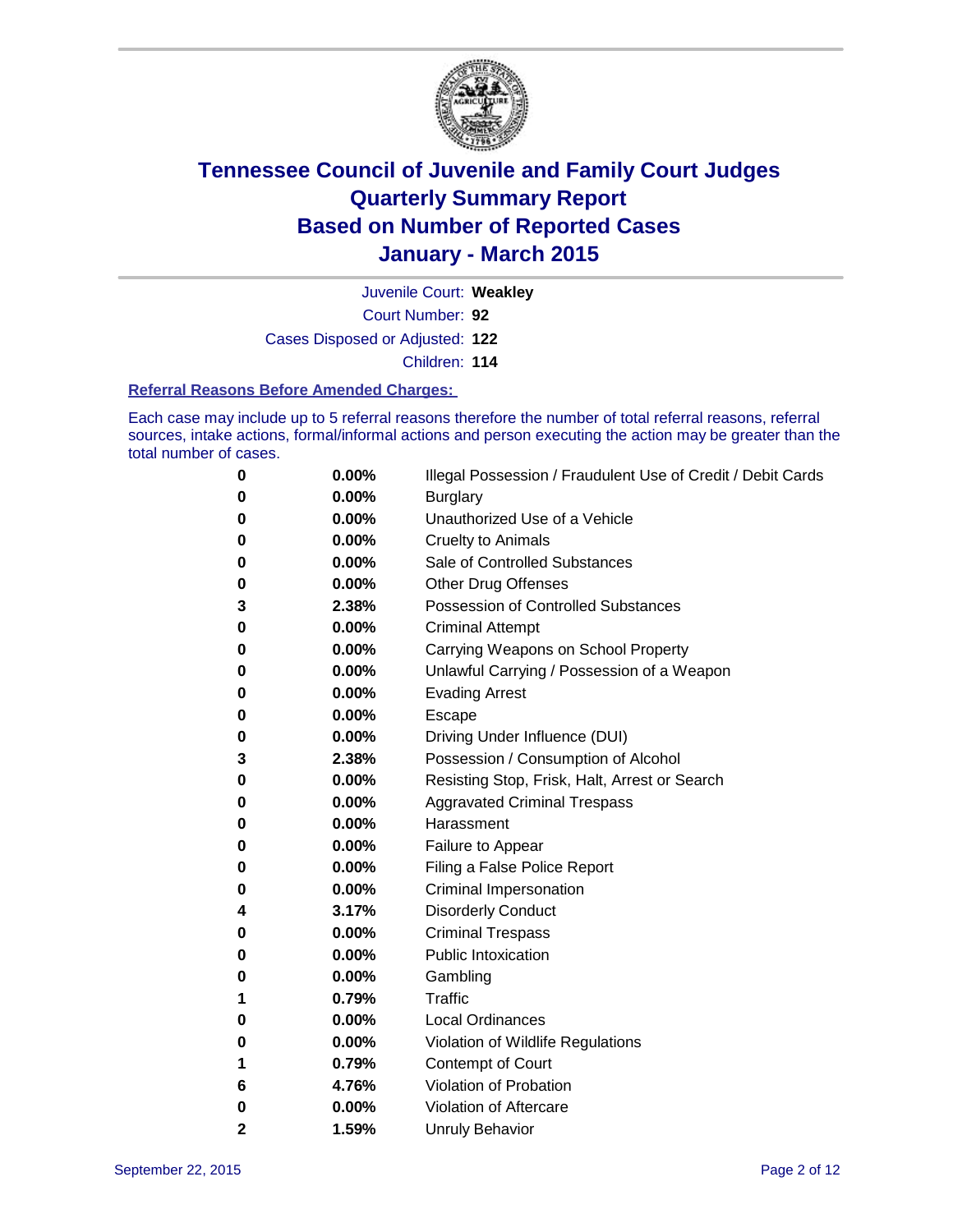# Tennessee Council of Juvenile and Family Court Judges
## Quarterly Summary Report
## Based on Number of Reported Cases
## January - March 2015

Juvenile Court: **Weakley**

Court Number: **92**

Cases Disposed or Adjusted: **122**

Children: **114**

### Referral Reasons Before Amended Charges:

Each case may include up to 5 referral reasons therefore the number of total referral reasons, referral sources, intake actions, formal/informal actions and person executing the action may be greater than the total number of cases.

| Count | Percent | Referral Reason |
|---|---|---|
| 0 | 0.00% | Illegal Possession / Fraudulent Use of Credit / Debit Cards |
| 0 | 0.00% | Burglary |
| 0 | 0.00% | Unauthorized Use of a Vehicle |
| 0 | 0.00% | Cruelty to Animals |
| 0 | 0.00% | Sale of Controlled Substances |
| 0 | 0.00% | Other Drug Offenses |
| 3 | 2.38% | Possession of Controlled Substances |
| 0 | 0.00% | Criminal Attempt |
| 0 | 0.00% | Carrying Weapons on School Property |
| 0 | 0.00% | Unlawful Carrying / Possession of a Weapon |
| 0 | 0.00% | Evading Arrest |
| 0 | 0.00% | Escape |
| 0 | 0.00% | Driving Under Influence (DUI) |
| 3 | 2.38% | Possession / Consumption of Alcohol |
| 0 | 0.00% | Resisting Stop, Frisk, Halt, Arrest or Search |
| 0 | 0.00% | Aggravated Criminal Trespass |
| 0 | 0.00% | Harassment |
| 0 | 0.00% | Failure to Appear |
| 0 | 0.00% | Filing a False Police Report |
| 0 | 0.00% | Criminal Impersonation |
| 4 | 3.17% | Disorderly Conduct |
| 0 | 0.00% | Criminal Trespass |
| 0 | 0.00% | Public Intoxication |
| 0 | 0.00% | Gambling |
| 1 | 0.79% | Traffic |
| 0 | 0.00% | Local Ordinances |
| 0 | 0.00% | Violation of Wildlife Regulations |
| 1 | 0.79% | Contempt of Court |
| 6 | 4.76% | Violation of Probation |
| 0 | 0.00% | Violation of Aftercare |
| 2 | 1.59% | Unruly Behavior |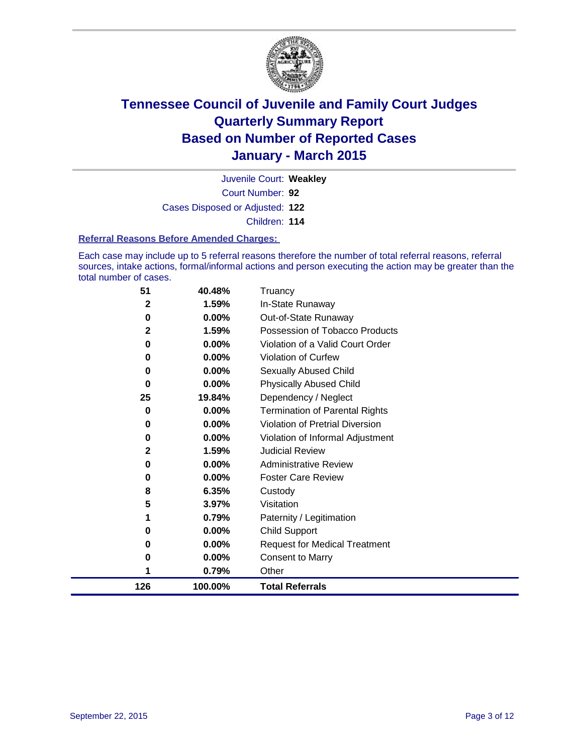# Tennessee Council of Juvenile and Family Court Judges
## Quarterly Summary Report
## Based on Number of Reported Cases
## January - March 2015

Juvenile Court: **Weakley**

Court Number: **92**

Cases Disposed or Adjusted: **122**

Children: **114**

### Referral Reasons Before Amended Charges:

Each case may include up to 5 referral reasons therefore the number of total referral reasons, referral sources, intake actions, formal/informal actions and person executing the action may be greater than the total number of cases.

| Count | Percent | Referral Reason |
|---|---|---|
| 51 | 40.48% | Truancy |
| 2 | 1.59% | In-State Runaway |
| 0 | 0.00% | Out-of-State Runaway |
| 2 | 1.59% | Possession of Tobacco Products |
| 0 | 0.00% | Violation of a Valid Court Order |
| 0 | 0.00% | Violation of Curfew |
| 0 | 0.00% | Sexually Abused Child |
| 0 | 0.00% | Physically Abused Child |
| 25 | 19.84% | Dependency / Neglect |
| 0 | 0.00% | Termination of Parental Rights |
| 0 | 0.00% | Violation of Pretrial Diversion |
| 0 | 0.00% | Violation of Informal Adjustment |
| 2 | 1.59% | Judicial Review |
| 0 | 0.00% | Administrative Review |
| 0 | 0.00% | Foster Care Review |
| 8 | 6.35% | Custody |
| 5 | 3.97% | Visitation |
| 1 | 0.79% | Paternity / Legitimation |
| 0 | 0.00% | Child Support |
| 0 | 0.00% | Request for Medical Treatment |
| 0 | 0.00% | Consent to Marry |
| 1 | 0.79% | Other |
| **126** | **100.00%** | **Total Referrals** |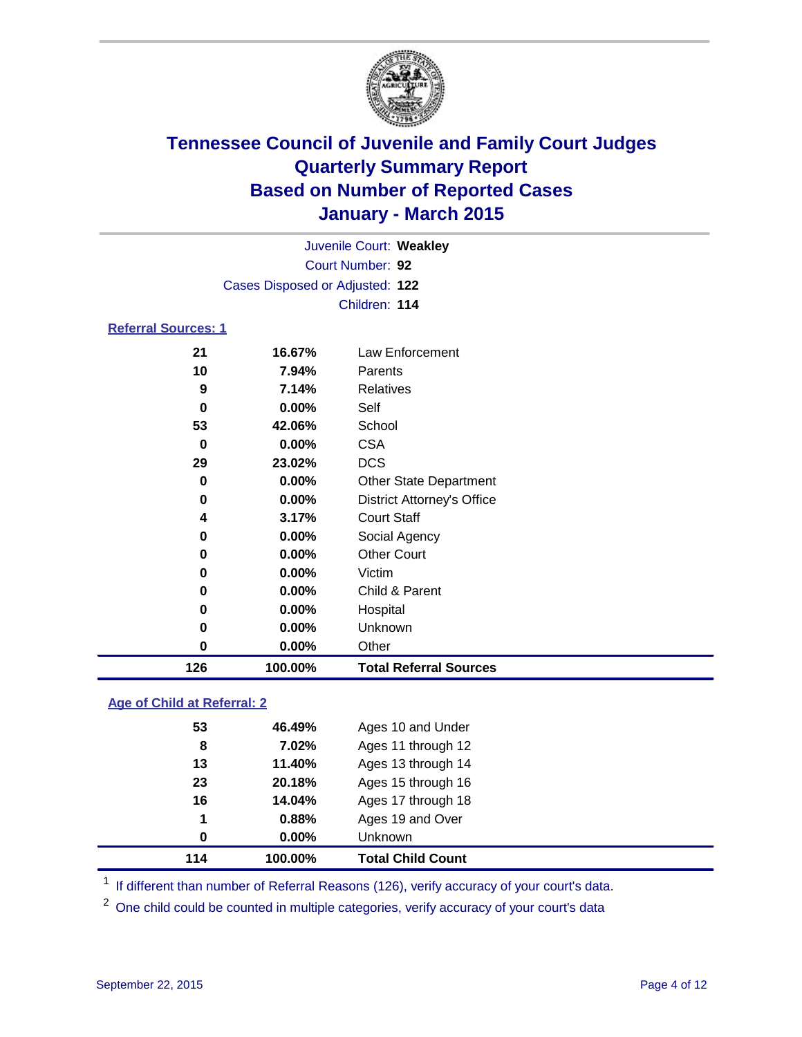# Tennessee Council of Juvenile and Family Court Judges
# Quarterly Summary Report
# Based on Number of Reported Cases
# January - March 2015

Juvenile Court: **Weakley**
Court Number: **92**
Cases Disposed or Adjusted: **122**
Children: **114**

## Referral Sources: 1

| Count | Percent | Source |
|---|---|---|
| 21 | 16.67% | Law Enforcement |
| 10 | 7.94% | Parents |
| 9 | 7.14% | Relatives |
| 0 | 0.00% | Self |
| 53 | 42.06% | School |
| 0 | 0.00% | CSA |
| 29 | 23.02% | DCS |
| 0 | 0.00% | Other State Department |
| 0 | 0.00% | District Attorney's Office |
| 4 | 3.17% | Court Staff |
| 0 | 0.00% | Social Agency |
| 0 | 0.00% | Other Court |
| 0 | 0.00% | Victim |
| 0 | 0.00% | Child & Parent |
| 0 | 0.00% | Hospital |
| 0 | 0.00% | Unknown |
| 0 | 0.00% | Other |
| **126** | **100.00%** | **Total Referral Sources** |

## Age of Child at Referral: 2

| Count | Percent | Age |
|---|---|---|
| 53 | 46.49% | Ages 10 and Under |
| 8 | 7.02% | Ages 11 through 12 |
| 13 | 11.40% | Ages 13 through 14 |
| 23 | 20.18% | Ages 15 through 16 |
| 16 | 14.04% | Ages 17 through 18 |
| 1 | 0.88% | Ages 19 and Over |
| 0 | 0.00% | Unknown |
| **114** | **100.00%** | **Total Child Count** |

[1] If different than number of Referral Reasons (126), verify accuracy of your court's data.

[2] One child could be counted in multiple categories, verify accuracy of your court's data

September 22, 2015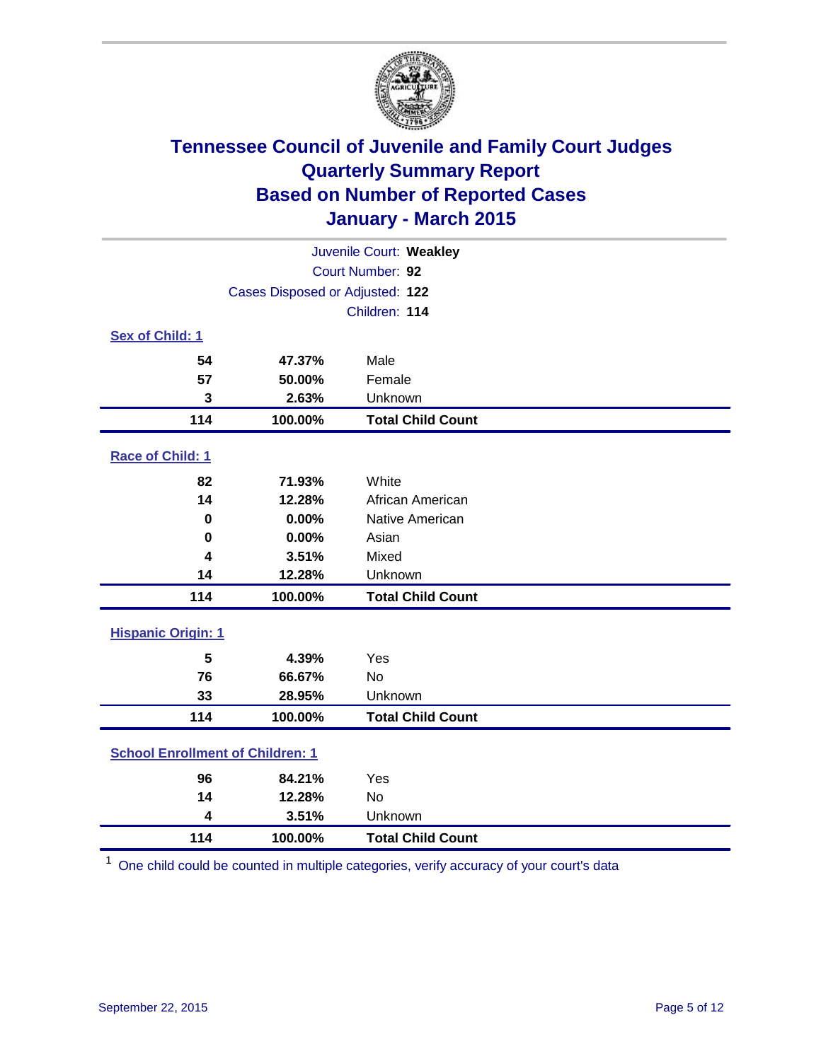# Tennessee Council of Juvenile and Family Court Judges
# Quarterly Summary Report
# Based on Number of Reported Cases
# January - March 2015

Juvenile Court: **Weakley**

Court Number: **92**

Cases Disposed or Adjusted: **122**

Children: **114**

**Sex of Child: 1**

| Count | Percent | Category |
|---|---|---|
| 54 | 47.37% | Male |
| 57 | 50.00% | Female |
| 3 | 2.63% | Unknown |
| **114** | **100.00%** | **Total Child Count** |

**Race of Child: 1**

| Count | Percent | Category |
|---|---|---|
| 82 | 71.93% | White |
| 14 | 12.28% | African American |
| 0 | 0.00% | Native American |
| 0 | 0.00% | Asian |
| 4 | 3.51% | Mixed |
| 14 | 12.28% | Unknown |
| **114** | **100.00%** | **Total Child Count** |

**Hispanic Origin: 1**

| Count | Percent | Category |
|---|---|---|
| 5 | 4.39% | Yes |
| 76 | 66.67% | No |
| 33 | 28.95% | Unknown |
| **114** | **100.00%** | **Total Child Count** |

**School Enrollment of Children: 1**

| Count | Percent | Category |
|---|---|---|
| 96 | 84.21% | Yes |
| 14 | 12.28% | No |
| 4 | 3.51% | Unknown |
| **114** | **100.00%** | **Total Child Count** |

[1] One child could be counted in multiple categories, verify accuracy of your court's data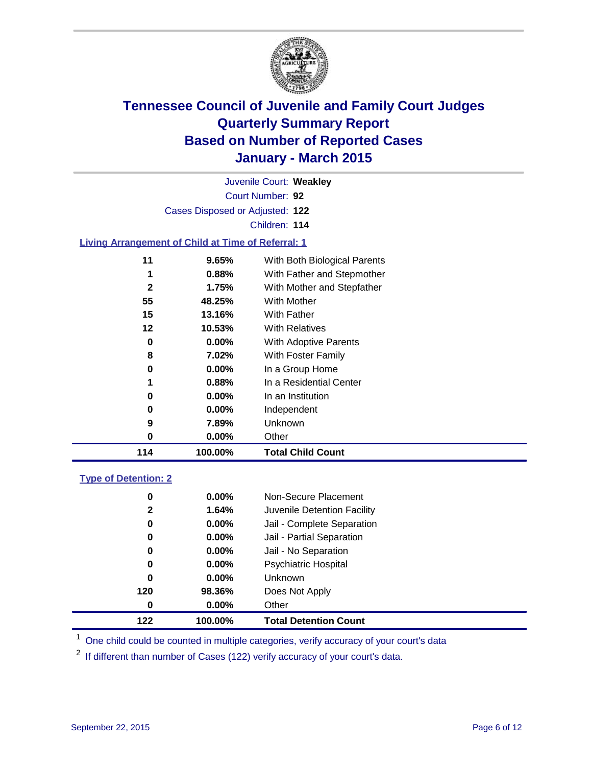# Tennessee Council of Juvenile and Family Court Judges
## Quarterly Summary Report
## Based on Number of Reported Cases
## January - March 2015

Juvenile Court: **Weakley**

Court Number: **92**

Cases Disposed or Adjusted: **122**

Children: **114**

### Living Arrangement of Child at Time of Referral: 1

| Count | Percent | Category |
|---|---|---|
| 11 | 9.65% | With Both Biological Parents |
| 1 | 0.88% | With Father and Stepmother |
| 2 | 1.75% | With Mother and Stepfather |
| 55 | 48.25% | With Mother |
| 15 | 13.16% | With Father |
| 12 | 10.53% | With Relatives |
| 0 | 0.00% | With Adoptive Parents |
| 8 | 7.02% | With Foster Family |
| 0 | 0.00% | In a Group Home |
| 1 | 0.88% | In a Residential Center |
| 0 | 0.00% | In an Institution |
| 0 | 0.00% | Independent |
| 9 | 7.89% | Unknown |
| 0 | 0.00% | Other |
| **114** | **100.00%** | **Total Child Count** |

### Type of Detention: 2

| Count | Percent | Category |
|---|---|---|
| 0 | 0.00% | Non-Secure Placement |
| 2 | 1.64% | Juvenile Detention Facility |
| 0 | 0.00% | Jail - Complete Separation |
| 0 | 0.00% | Jail - Partial Separation |
| 0 | 0.00% | Jail - No Separation |
| 0 | 0.00% | Psychiatric Hospital |
| 0 | 0.00% | Unknown |
| 120 | 98.36% | Does Not Apply |
| 0 | 0.00% | Other |
| **122** | **100.00%** | **Total Detention Count** |

[1] One child could be counted in multiple categories, verify accuracy of your court's data

[2] If different than number of Cases (122) verify accuracy of your court's data.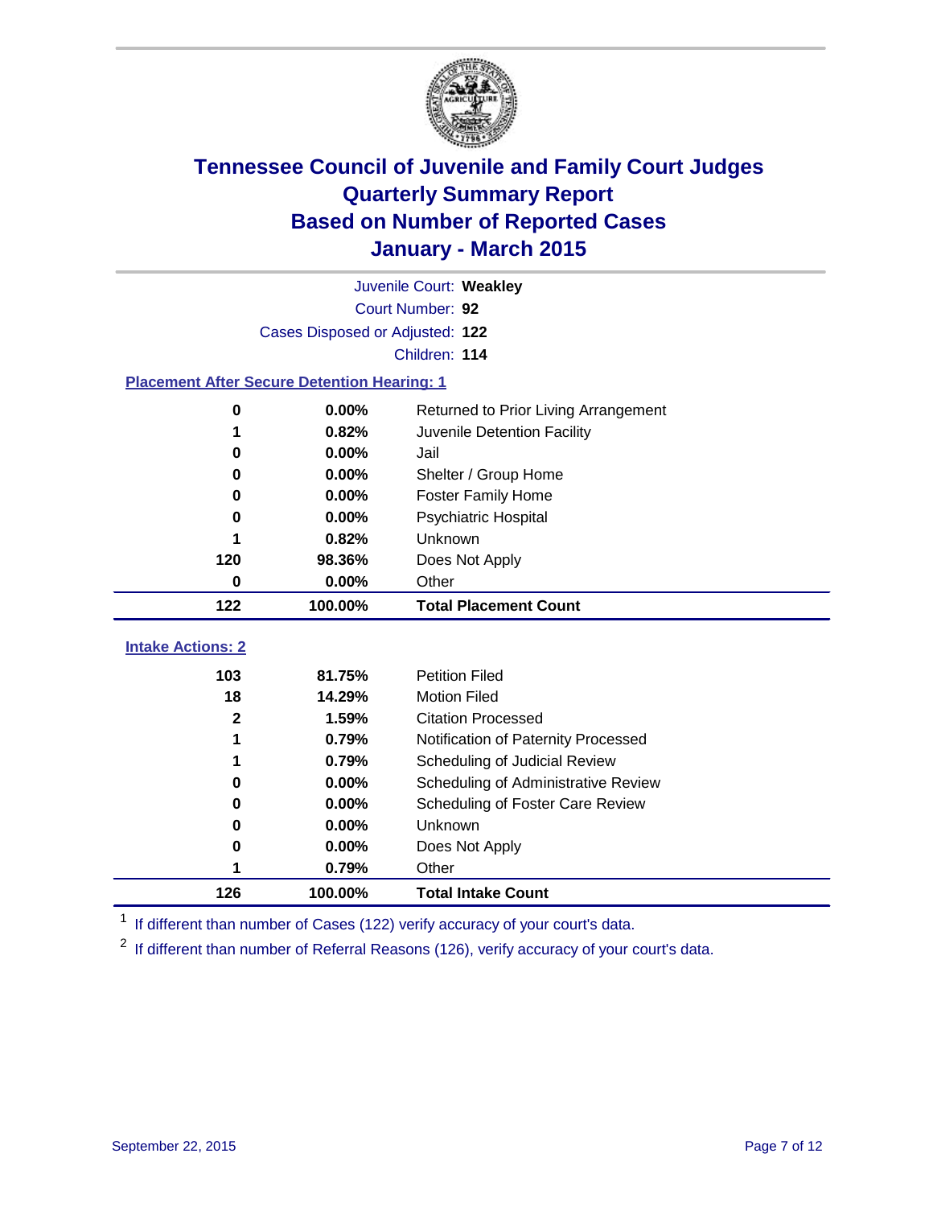# Tennessee Council of Juvenile and Family Court Judges
## Quarterly Summary Report
## Based on Number of Reported Cases
## January - March 2015

Juvenile Court: **Weakley**
Court Number: **92**
Cases Disposed or Adjusted: **122**
Children: **114**

### Placement After Secure Detention Hearing: 1

| Count | Percent | Placement |
|---|---|---|
| 0 | 0.00% | Returned to Prior Living Arrangement |
| 1 | 0.82% | Juvenile Detention Facility |
| 0 | 0.00% | Jail |
| 0 | 0.00% | Shelter / Group Home |
| 0 | 0.00% | Foster Family Home |
| 0 | 0.00% | Psychiatric Hospital |
| 1 | 0.82% | Unknown |
| 120 | 98.36% | Does Not Apply |
| 0 | 0.00% | Other |
| **122** | **100.00%** | **Total Placement Count** |

### Intake Actions: 2

| Count | Percent | Intake Action |
|---|---|---|
| 103 | 81.75% | Petition Filed |
| 18 | 14.29% | Motion Filed |
| 2 | 1.59% | Citation Processed |
| 1 | 0.79% | Notification of Paternity Processed |
| 1 | 0.79% | Scheduling of Judicial Review |
| 0 | 0.00% | Scheduling of Administrative Review |
| 0 | 0.00% | Scheduling of Foster Care Review |
| 0 | 0.00% | Unknown |
| 0 | 0.00% | Does Not Apply |
| 1 | 0.79% | Other |
| **126** | **100.00%** | **Total Intake Count** |

[1] If different than number of Cases (122) verify accuracy of your court's data.

[2] If different than number of Referral Reasons (126), verify accuracy of your court's data.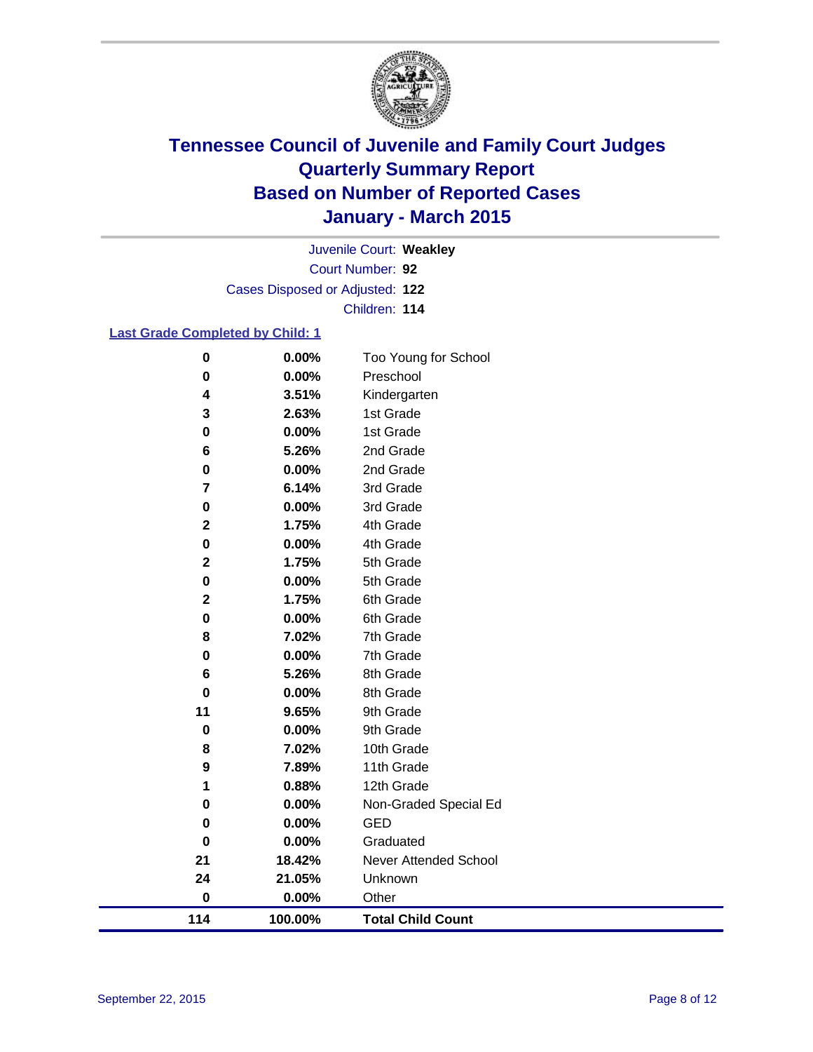# Tennessee Council of Juvenile and Family Court Judges
## Quarterly Summary Report
## Based on Number of Reported Cases
## January - March 2015

Juvenile Court: **Weakley**

Court Number: **92**

Cases Disposed or Adjusted: **122**

Children: **114**

### Last Grade Completed by Child: 1

| Count | Percent | Grade |
|---|---|---|
| 0 | 0.00% | Too Young for School |
| 0 | 0.00% | Preschool |
| 4 | 3.51% | Kindergarten |
| 3 | 2.63% | 1st Grade |
| 0 | 0.00% | 1st Grade |
| 6 | 5.26% | 2nd Grade |
| 0 | 0.00% | 2nd Grade |
| 7 | 6.14% | 3rd Grade |
| 0 | 0.00% | 3rd Grade |
| 2 | 1.75% | 4th Grade |
| 0 | 0.00% | 4th Grade |
| 2 | 1.75% | 5th Grade |
| 0 | 0.00% | 5th Grade |
| 2 | 1.75% | 6th Grade |
| 0 | 0.00% | 6th Grade |
| 8 | 7.02% | 7th Grade |
| 0 | 0.00% | 7th Grade |
| 6 | 5.26% | 8th Grade |
| 0 | 0.00% | 8th Grade |
| 11 | 9.65% | 9th Grade |
| 0 | 0.00% | 9th Grade |
| 8 | 7.02% | 10th Grade |
| 9 | 7.89% | 11th Grade |
| 1 | 0.88% | 12th Grade |
| 0 | 0.00% | Non-Graded Special Ed |
| 0 | 0.00% | GED |
| 0 | 0.00% | Graduated |
| 21 | 18.42% | Never Attended School |
| 24 | 21.05% | Unknown |
| 0 | 0.00% | Other |
| **114** | **100.00%** | **Total Child Count** |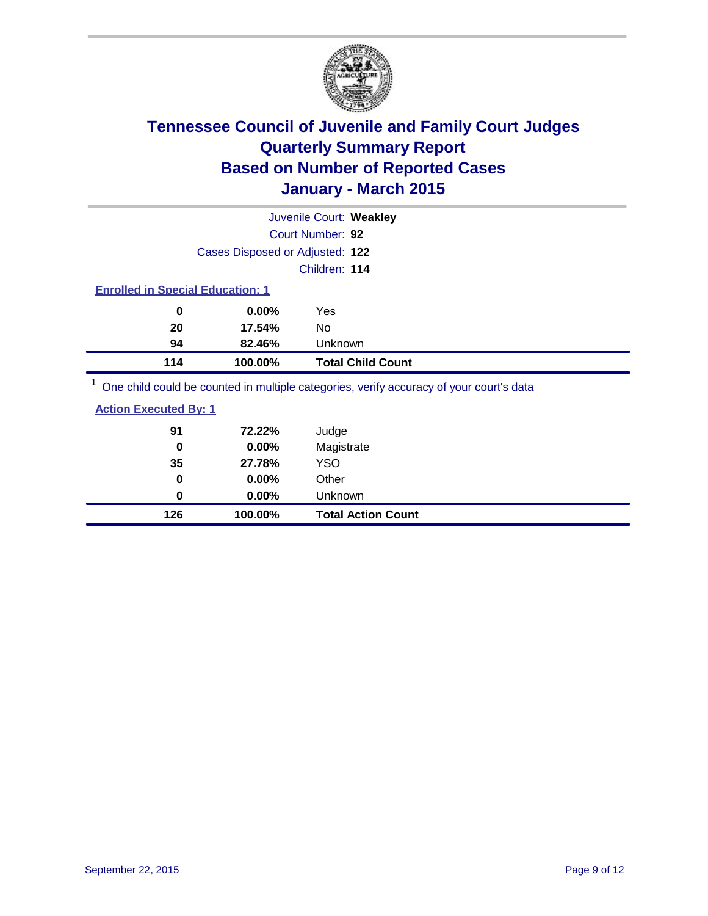# Tennessee Council of Juvenile and Family Court Judges
## Quarterly Summary Report
## Based on Number of Reported Cases
## January - March 2015

Juvenile Court: **Weakley**

Court Number: **92**

Cases Disposed or Adjusted: **122**

Children: **114**

### Enrolled in Special Education: 1

| Count | Percent | Category |
|---|---|---|
| 0 | 0.00% | Yes |
| 20 | 17.54% | No |
| 94 | 82.46% | Unknown |
| **114** | **100.00%** | **Total Child Count** |

[1] One child could be counted in multiple categories, verify accuracy of your court's data

### Action Executed By: 1

| Count | Percent | Category |
|---|---|---|
| 91 | 72.22% | Judge |
| 0 | 0.00% | Magistrate |
| 35 | 27.78% | YSO |
| 0 | 0.00% | Other |
| 0 | 0.00% | Unknown |
| **126** | **100.00%** | **Total Action Count** |

September 22, 2015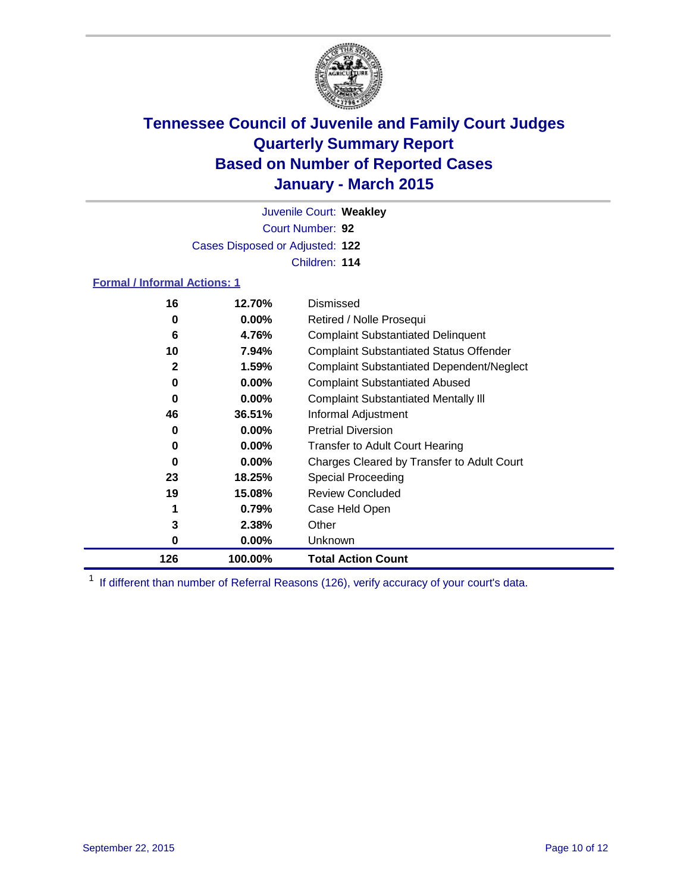# Tennessee Council of Juvenile and Family Court Judges
# Quarterly Summary Report
# Based on Number of Reported Cases
# January - March 2015

Juvenile Court: **Weakley**

Court Number: **92**

Cases Disposed or Adjusted: **122**

Children: **114**

**Formal / Informal Actions: 1**

| Count | Percent | Action |
|---|---|---|
| 16 | 12.70% | Dismissed |
| 0 | 0.00% | Retired / Nolle Prosequi |
| 6 | 4.76% | Complaint Substantiated Delinquent |
| 10 | 7.94% | Complaint Substantiated Status Offender |
| 2 | 1.59% | Complaint Substantiated Dependent/Neglect |
| 0 | 0.00% | Complaint Substantiated Abused |
| 0 | 0.00% | Complaint Substantiated Mentally Ill |
| 46 | 36.51% | Informal Adjustment |
| 0 | 0.00% | Pretrial Diversion |
| 0 | 0.00% | Transfer to Adult Court Hearing |
| 0 | 0.00% | Charges Cleared by Transfer to Adult Court |
| 23 | 18.25% | Special Proceeding |
| 19 | 15.08% | Review Concluded |
| 1 | 0.79% | Case Held Open |
| 3 | 2.38% | Other |
| 0 | 0.00% | Unknown |
| **126** | **100.00%** | **Total Action Count** |

[1] If different than number of Referral Reasons (126), verify accuracy of your court's data.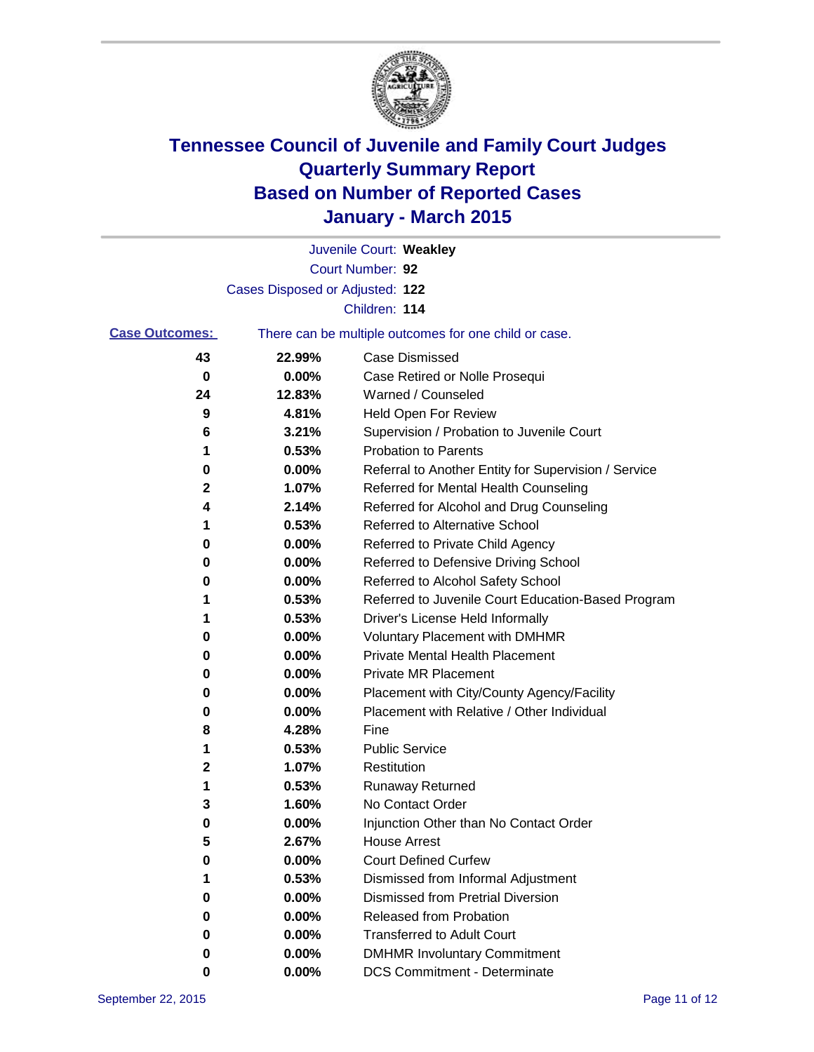# Tennessee Council of Juvenile and Family Court Judges
# Quarterly Summary Report
# Based on Number of Reported Cases
# January - March 2015

Juvenile Court: **Weakley**
Court Number: **92**
Cases Disposed or Adjusted: **122**
Children: **114**

**Case Outcomes:** There can be multiple outcomes for one child or case.

| Count | Percent | Outcome |
|---|---|---|
| **43** | **22.99%** | Case Dismissed |
| **0** | **0.00%** | Case Retired or Nolle Prosequi |
| **24** | **12.83%** | Warned / Counseled |
| **9** | **4.81%** | Held Open For Review |
| **6** | **3.21%** | Supervision / Probation to Juvenile Court |
| **1** | **0.53%** | Probation to Parents |
| **0** | **0.00%** | Referral to Another Entity for Supervision / Service |
| **2** | **1.07%** | Referred for Mental Health Counseling |
| **4** | **2.14%** | Referred for Alcohol and Drug Counseling |
| **1** | **0.53%** | Referred to Alternative School |
| **0** | **0.00%** | Referred to Private Child Agency |
| **0** | **0.00%** | Referred to Defensive Driving School |
| **0** | **0.00%** | Referred to Alcohol Safety School |
| **1** | **0.53%** | Referred to Juvenile Court Education-Based Program |
| **1** | **0.53%** | Driver's License Held Informally |
| **0** | **0.00%** | Voluntary Placement with DMHMR |
| **0** | **0.00%** | Private Mental Health Placement |
| **0** | **0.00%** | Private MR Placement |
| **0** | **0.00%** | Placement with City/County Agency/Facility |
| **0** | **0.00%** | Placement with Relative / Other Individual |
| **8** | **4.28%** | Fine |
| **1** | **0.53%** | Public Service |
| **2** | **1.07%** | Restitution |
| **1** | **0.53%** | Runaway Returned |
| **3** | **1.60%** | No Contact Order |
| **0** | **0.00%** | Injunction Other than No Contact Order |
| **5** | **2.67%** | House Arrest |
| **0** | **0.00%** | Court Defined Curfew |
| **1** | **0.53%** | Dismissed from Informal Adjustment |
| **0** | **0.00%** | Dismissed from Pretrial Diversion |
| **0** | **0.00%** | Released from Probation |
| **0** | **0.00%** | Transferred to Adult Court |
| **0** | **0.00%** | DMHMR Involuntary Commitment |
| **0** | **0.00%** | DCS Commitment - Determinate |

September 22, 2015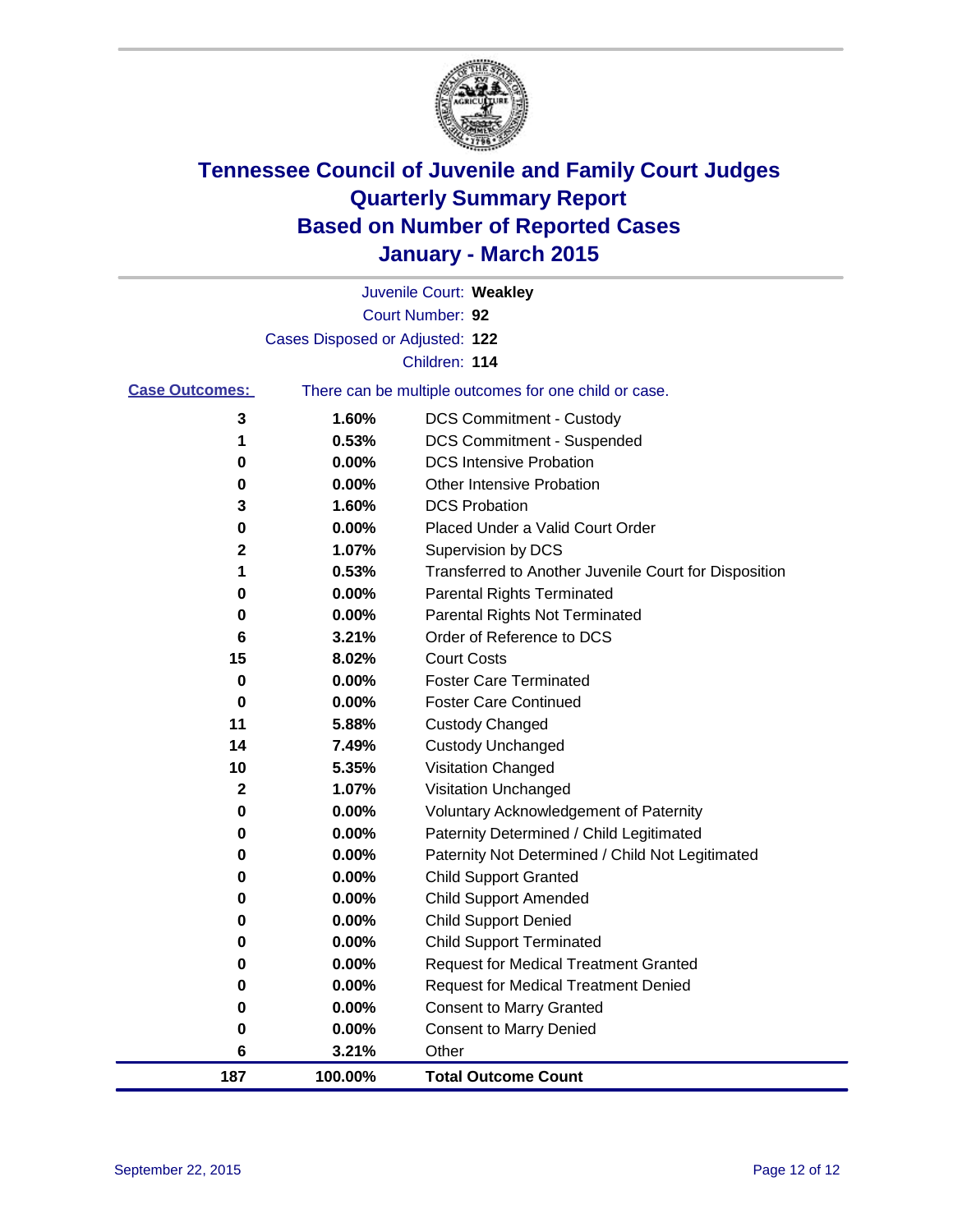# Tennessee Council of Juvenile and Family Court Judges
# Quarterly Summary Report
# Based on Number of Reported Cases
# January - March 2015

Juvenile Court: **Weakley**

Court Number: **92**

Cases Disposed or Adjusted: **122**

Children: **114**

**Case Outcomes:** There can be multiple outcomes for one child or case.

| | | |
|---|---|---|
| 3 | 1.60% | DCS Commitment - Custody |
| 1 | 0.53% | DCS Commitment - Suspended |
| 0 | 0.00% | DCS Intensive Probation |
| 0 | 0.00% | Other Intensive Probation |
| 3 | 1.60% | DCS Probation |
| 0 | 0.00% | Placed Under a Valid Court Order |
| 2 | 1.07% | Supervision by DCS |
| 1 | 0.53% | Transferred to Another Juvenile Court for Disposition |
| 0 | 0.00% | Parental Rights Terminated |
| 0 | 0.00% | Parental Rights Not Terminated |
| 6 | 3.21% | Order of Reference to DCS |
| 15 | 8.02% | Court Costs |
| 0 | 0.00% | Foster Care Terminated |
| 0 | 0.00% | Foster Care Continued |
| 11 | 5.88% | Custody Changed |
| 14 | 7.49% | Custody Unchanged |
| 10 | 5.35% | Visitation Changed |
| 2 | 1.07% | Visitation Unchanged |
| 0 | 0.00% | Voluntary Acknowledgement of Paternity |
| 0 | 0.00% | Paternity Determined / Child Legitimated |
| 0 | 0.00% | Paternity Not Determined / Child Not Legitimated |
| 0 | 0.00% | Child Support Granted |
| 0 | 0.00% | Child Support Amended |
| 0 | 0.00% | Child Support Denied |
| 0 | 0.00% | Child Support Terminated |
| 0 | 0.00% | Request for Medical Treatment Granted |
| 0 | 0.00% | Request for Medical Treatment Denied |
| 0 | 0.00% | Consent to Marry Granted |
| 0 | 0.00% | Consent to Marry Denied |
| 6 | 3.21% | Other |
| **187** | **100.00%** | **Total Outcome Count** |

September 22, 2015